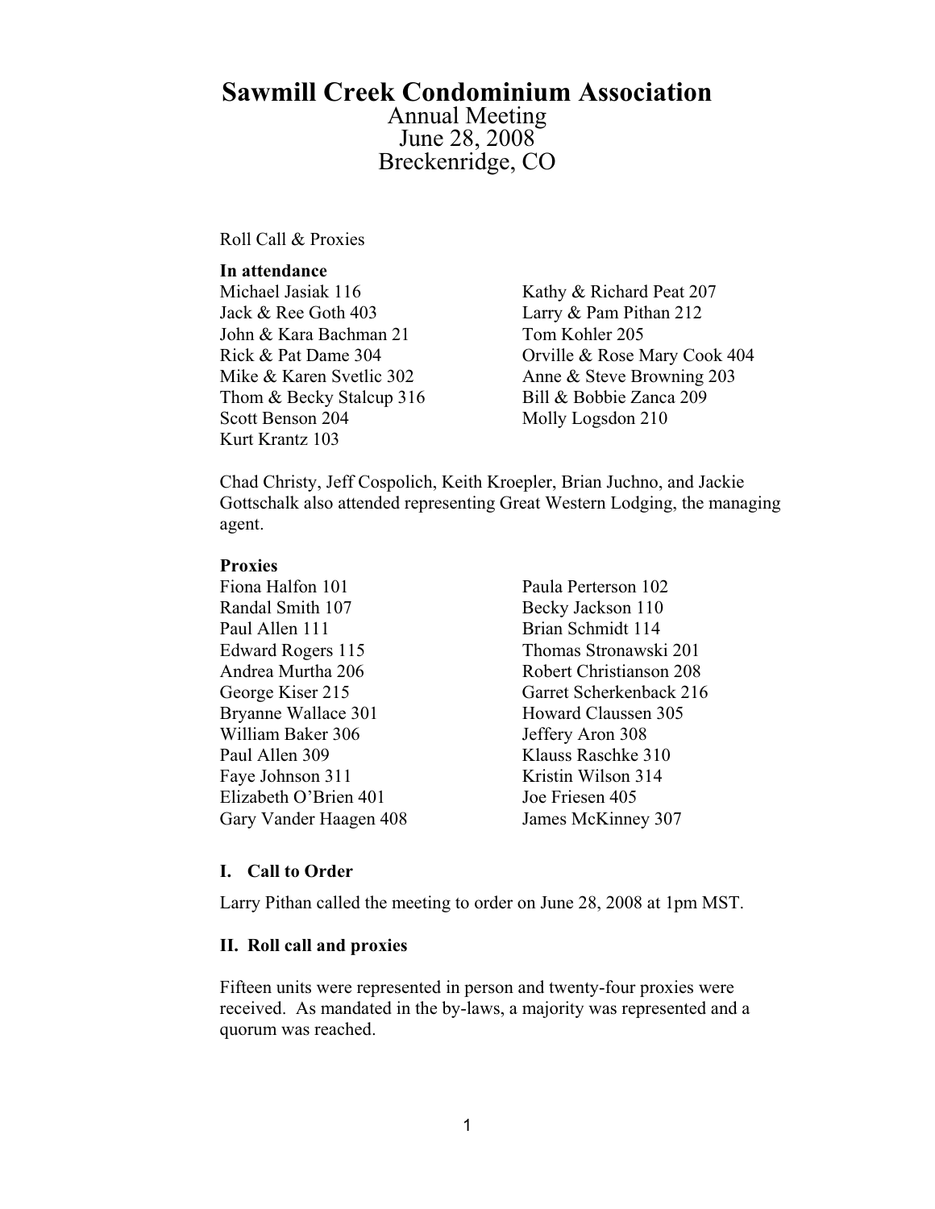# Sawmill Creek Condominium Association

Annual Meeting
June 28, 2008
Breckenridge, CO

Roll Call & Proxies

**In attendance**

Michael Jasiak 116
Jack & Ree Goth 403
John & Kara Bachman 21
Rick & Pat Dame 304
Mike & Karen Svetlic 302
Thom & Becky Stalcup 316
Scott Benson 204
Kurt Krantz 103
Kathy & Richard Peat 207
Larry & Pam Pithan 212
Tom Kohler 205
Orville & Rose Mary Cook 404
Anne & Steve Browning 203
Bill & Bobbie Zanca 209
Molly Logsdon 210

Chad Christy, Jeff Cospolich, Keith Kroepler, Brian Juchno, and Jackie Gottschalk also attended representing Great Western Lodging, the managing agent.

**Proxies**

Fiona Halfon 101
Randal Smith 107
Paul Allen 111
Edward Rogers 115
Andrea Murtha 206
George Kiser 215
Bryanne Wallace 301
William Baker 306
Paul Allen 309
Faye Johnson 311
Elizabeth O'Brien 401
Gary Vander Haagen 408
Paula Perterson 102
Becky Jackson 110
Brian Schmidt 114
Thomas Stronawski 201
Robert Christianson 208
Garret Scherkenback 216
Howard Claussen 305
Jeffery Aron 308
Klauss Raschke 310
Kristin Wilson 314
Joe Friesen 405
James McKinney 307

## I. Call to Order

Larry Pithan called the meeting to order on June 28, 2008 at 1pm MST.

## II. Roll call and proxies

Fifteen units were represented in person and twenty-four proxies were received. As mandated in the by-laws, a majority was represented and a quorum was reached.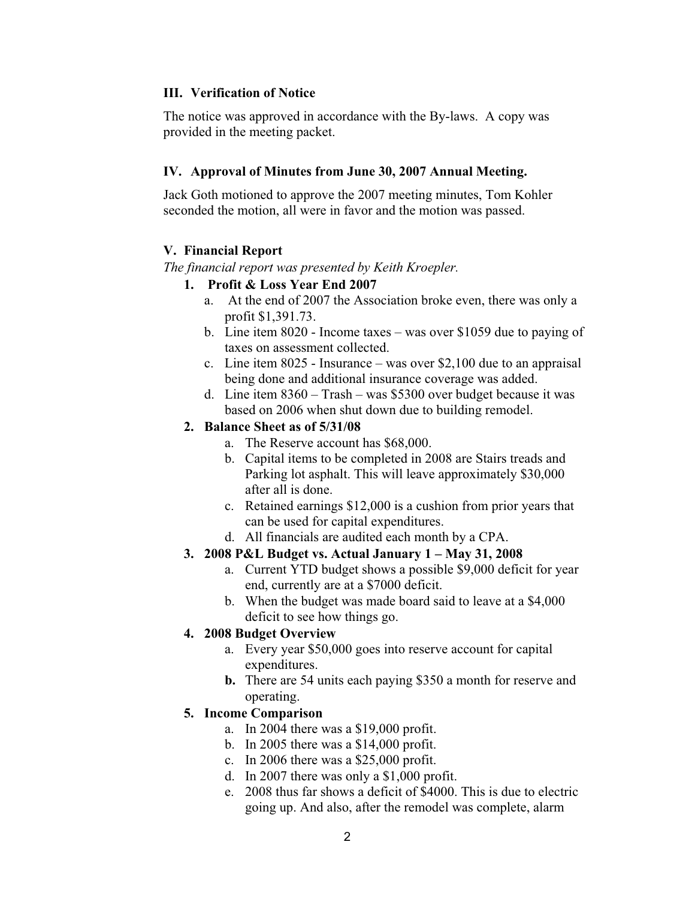### III. Verification of Notice

The notice was approved in accordance with the By-laws. A copy was provided in the meeting packet.

### IV. Approval of Minutes from June 30, 2007 Annual Meeting.

Jack Goth motioned to approve the 2007 meeting minutes, Tom Kohler seconded the motion, all were in favor and the motion was passed.

### V. Financial Report

*The financial report was presented by Keith Kroepler.*

1. **Profit & Loss Year End 2007**
    a. At the end of 2007 the Association broke even, there was only a profit $1,391.73.
    b. Line item 8020 - Income taxes – was over $1059 due to paying of taxes on assessment collected.
    c. Line item 8025 - Insurance – was over $2,100 due to an appraisal being done and additional insurance coverage was added.
    d. Line item 8360 – Trash – was $5300 over budget because it was based on 2006 when shut down due to building remodel.
2. **Balance Sheet as of 5/31/08**
    a. The Reserve account has $68,000.
    b. Capital items to be completed in 2008 are Stairs treads and Parking lot asphalt. This will leave approximately $30,000 after all is done.
    c. Retained earnings $12,000 is a cushion from prior years that can be used for capital expenditures.
    d. All financials are audited each month by a CPA.
3. **2008 P&L Budget vs. Actual January 1 – May 31, 2008**
    a. Current YTD budget shows a possible $9,000 deficit for year end, currently are at a $7000 deficit.
    b. When the budget was made board said to leave at a $4,000 deficit to see how things go.
4. **2008 Budget Overview**
    a. Every year $50,000 goes into reserve account for capital expenditures.
    **b.** There are 54 units each paying $350 a month for reserve and operating.
5. **Income Comparison**
    a. In 2004 there was a $19,000 profit.
    b. In 2005 there was a $14,000 profit.
    c. In 2006 there was a $25,000 profit.
    d. In 2007 there was only a $1,000 profit.
    e. 2008 thus far shows a deficit of $4000. This is due to electric going up. And also, after the remodel was complete, alarm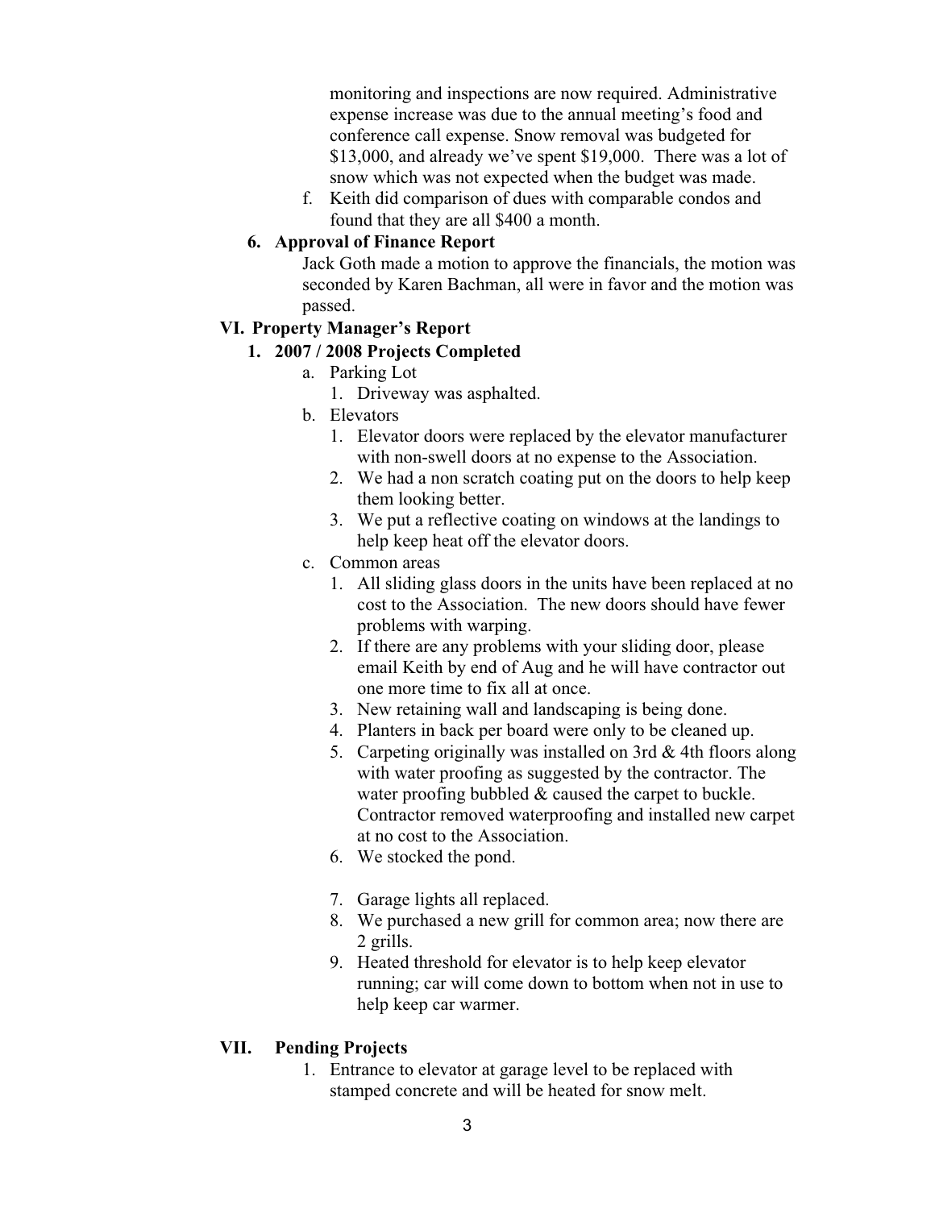monitoring and inspections are now required. Administrative expense increase was due to the annual meeting's food and conference call expense. Snow removal was budgeted for $13,000, and already we've spent $19,000. There was a lot of snow which was not expected when the budget was made.

f. Keith did comparison of dues with comparable condos and found that they are all $400 a month.

**6. Approval of Finance Report**

Jack Goth made a motion to approve the financials, the motion was seconded by Karen Bachman, all were in favor and the motion was passed.

## VI. Property Manager's Report

### 1. 2007 / 2008 Projects Completed

a. Parking Lot
   1. Driveway was asphalted.

b. Elevators
   1. Elevator doors were replaced by the elevator manufacturer with non-swell doors at no expense to the Association.
   2. We had a non scratch coating put on the doors to help keep them looking better.
   3. We put a reflective coating on windows at the landings to help keep heat off the elevator doors.

c. Common areas
   1. All sliding glass doors in the units have been replaced at no cost to the Association. The new doors should have fewer problems with warping.
   2. If there are any problems with your sliding door, please email Keith by end of Aug and he will have contractor out one more time to fix all at once.
   3. New retaining wall and landscaping is being done.
   4. Planters in back per board were only to be cleaned up.
   5. Carpeting originally was installed on 3rd & 4th floors along with water proofing as suggested by the contractor. The water proofing bubbled & caused the carpet to buckle. Contractor removed waterproofing and installed new carpet at no cost to the Association.
   6. We stocked the pond.
   7. Garage lights all replaced.
   8. We purchased a new grill for common area; now there are 2 grills.
   9. Heated threshold for elevator is to help keep elevator running; car will come down to bottom when not in use to help keep car warmer.

## VII. Pending Projects

1. Entrance to elevator at garage level to be replaced with stamped concrete and will be heated for snow melt.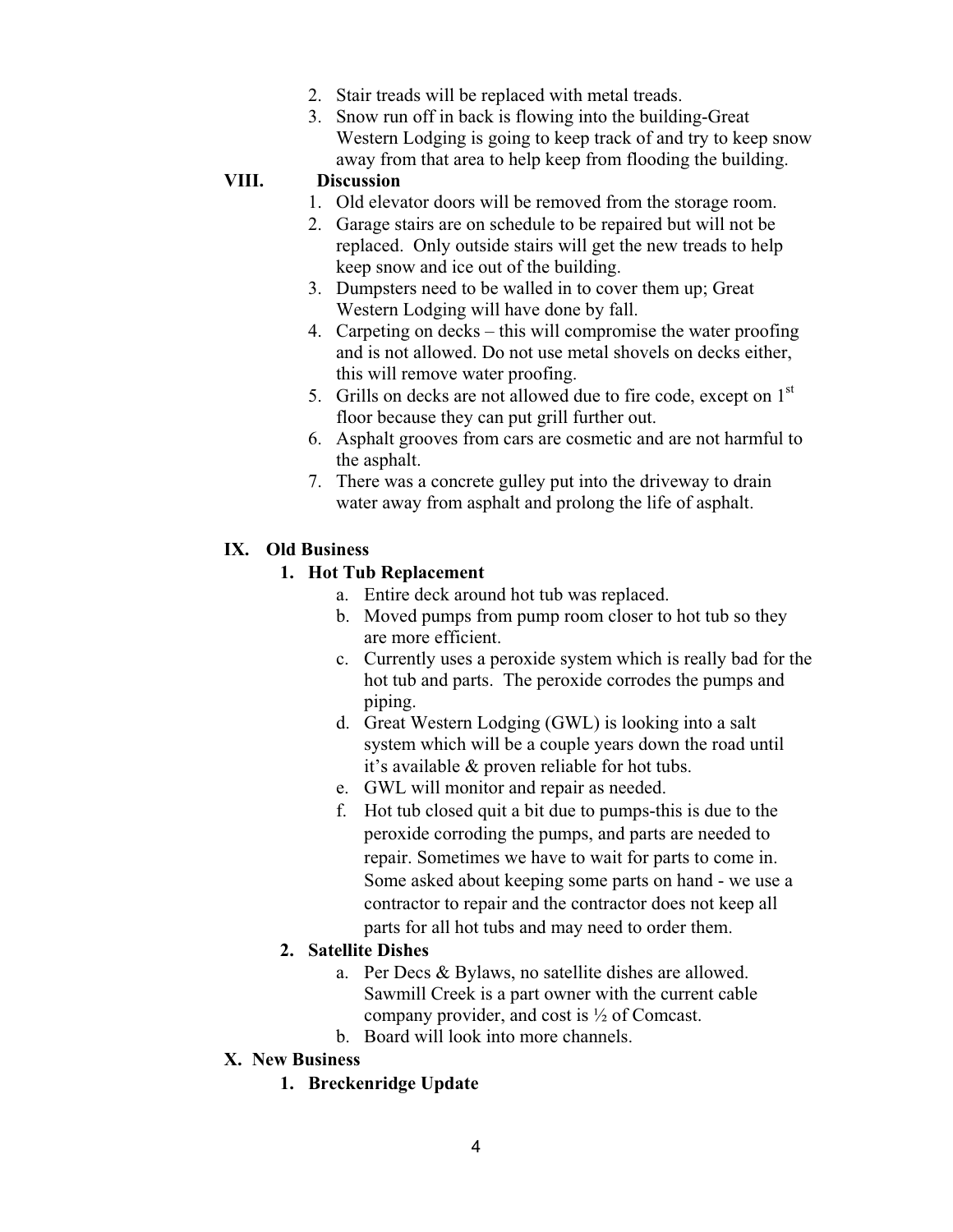2. Stair treads will be replaced with metal treads.
3. Snow run off in back is flowing into the building-Great Western Lodging is going to keep track of and try to keep snow away from that area to help keep from flooding the building.

## VIII. Discussion

1. Old elevator doors will be removed from the storage room.
2. Garage stairs are on schedule to be repaired but will not be replaced. Only outside stairs will get the new treads to help keep snow and ice out of the building.
3. Dumpsters need to be walled in to cover them up; Great Western Lodging will have done by fall.
4. Carpeting on decks – this will compromise the water proofing and is not allowed. Do not use metal shovels on decks either, this will remove water proofing.
5. Grills on decks are not allowed due to fire code, except on 1st floor because they can put grill further out.
6. Asphalt grooves from cars are cosmetic and are not harmful to the asphalt.
7. There was a concrete gulley put into the driveway to drain water away from asphalt and prolong the life of asphalt.

## IX. Old Business

### 1. Hot Tub Replacement

a. Entire deck around hot tub was replaced.
b. Moved pumps from pump room closer to hot tub so they are more efficient.
c. Currently uses a peroxide system which is really bad for the hot tub and parts. The peroxide corrodes the pumps and piping.
d. Great Western Lodging (GWL) is looking into a salt system which will be a couple years down the road until it's available & proven reliable for hot tubs.
e. GWL will monitor and repair as needed.
f. Hot tub closed quit a bit due to pumps-this is due to the peroxide corroding the pumps, and parts are needed to repair. Sometimes we have to wait for parts to come in. Some asked about keeping some parts on hand - we use a contractor to repair and the contractor does not keep all parts for all hot tubs and may need to order them.

### 2. Satellite Dishes

a. Per Decs & Bylaws, no satellite dishes are allowed. Sawmill Creek is a part owner with the current cable company provider, and cost is ½ of Comcast.
b. Board will look into more channels.

## X. New Business

### 1. Breckenridge Update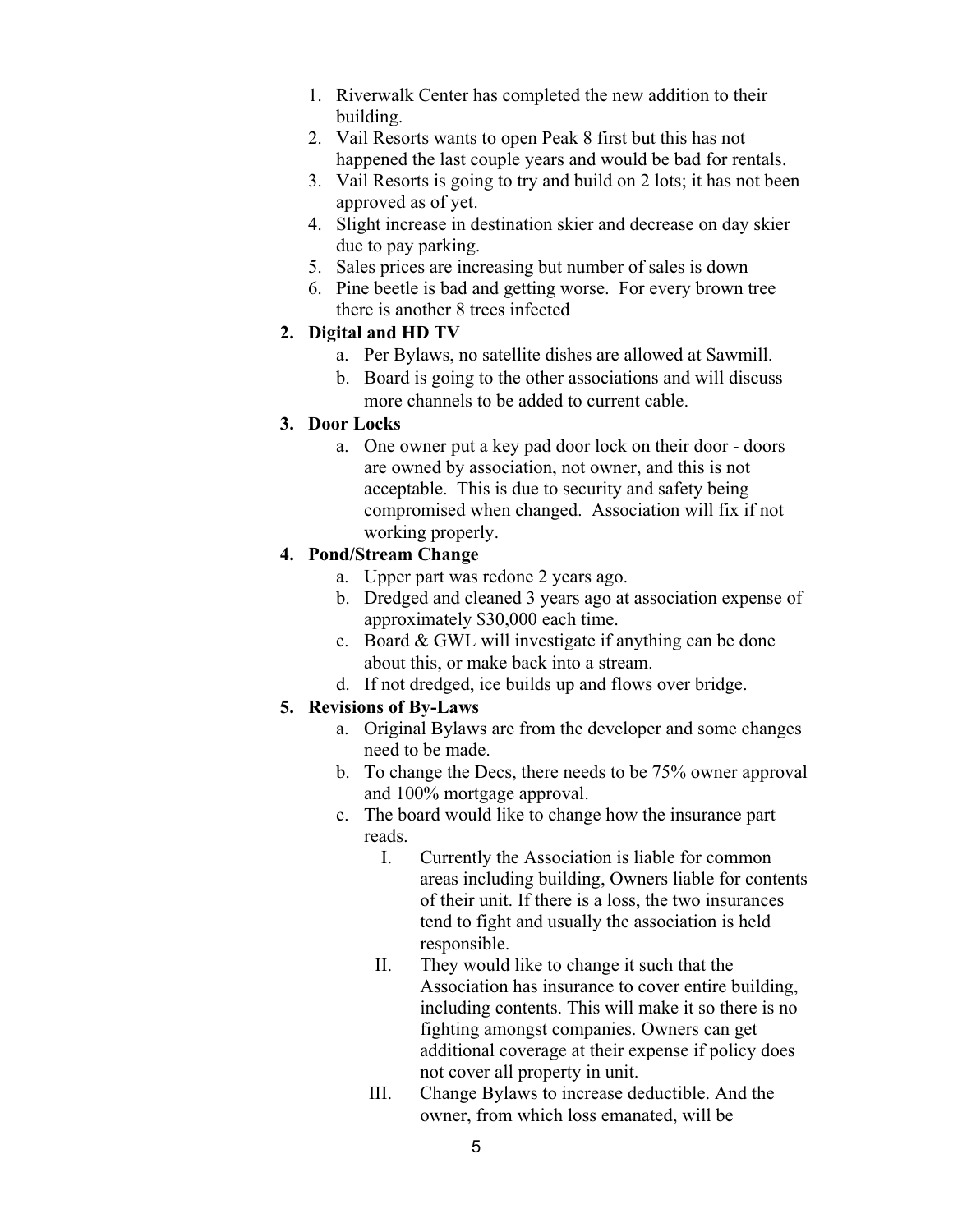1. Riverwalk Center has completed the new addition to their building.
2. Vail Resorts wants to open Peak 8 first but this has not happened the last couple years and would be bad for rentals.
3. Vail Resorts is going to try and build on 2 lots; it has not been approved as of yet.
4. Slight increase in destination skier and decrease on day skier due to pay parking.
5. Sales prices are increasing but number of sales is down
6. Pine beetle is bad and getting worse. For every brown tree there is another 8 trees infected

**2. Digital and HD TV**

   a. Per Bylaws, no satellite dishes are allowed at Sawmill.
   b. Board is going to the other associations and will discuss more channels to be added to current cable.

**3. Door Locks**

   a. One owner put a key pad door lock on their door - doors are owned by association, not owner, and this is not acceptable. This is due to security and safety being compromised when changed. Association will fix if not working properly.

**4. Pond/Stream Change**

   a. Upper part was redone 2 years ago.
   b. Dredged and cleaned 3 years ago at association expense of approximately $30,000 each time.
   c. Board & GWL will investigate if anything can be done about this, or make back into a stream.
   d. If not dredged, ice builds up and flows over bridge.

**5. Revisions of By-Laws**

   a. Original Bylaws are from the developer and some changes need to be made.
   b. To change the Decs, there needs to be 75% owner approval and 100% mortgage approval.
   c. The board would like to change how the insurance part reads.
      I. Currently the Association is liable for common areas including building, Owners liable for contents of their unit. If there is a loss, the two insurances tend to fight and usually the association is held responsible.
      II. They would like to change it such that the Association has insurance to cover entire building, including contents. This will make it so there is no fighting amongst companies. Owners can get additional coverage at their expense if policy does not cover all property in unit.
      III. Change Bylaws to increase deductible. And the owner, from which loss emanated, will be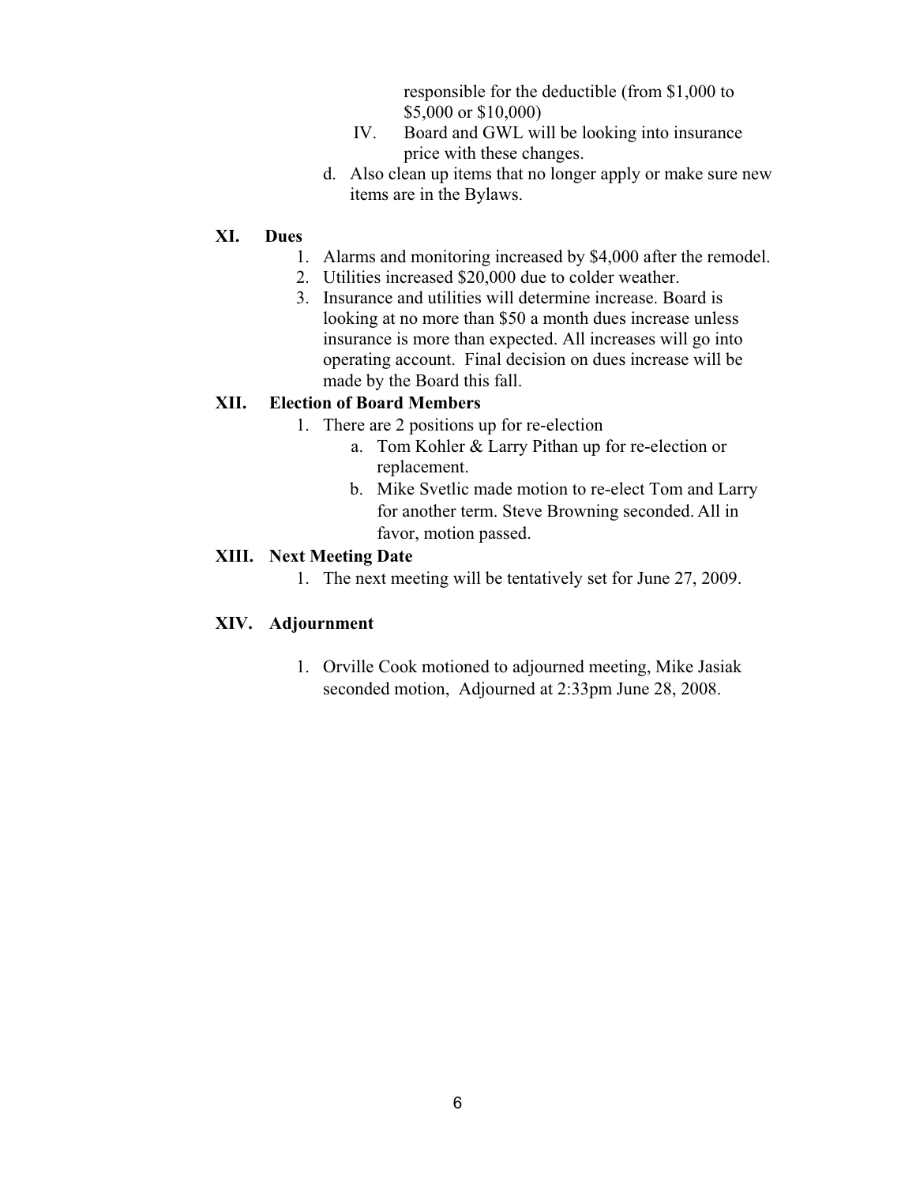responsible for the deductible (from $1,000 to $5,000 or $10,000)

IV. Board and GWL will be looking into insurance price with these changes.

d. Also clean up items that no longer apply or make sure new items are in the Bylaws.

**XI. Dues**

1. Alarms and monitoring increased by $4,000 after the remodel.
2. Utilities increased $20,000 due to colder weather.
3. Insurance and utilities will determine increase. Board is looking at no more than $50 a month dues increase unless insurance is more than expected. All increases will go into operating account. Final decision on dues increase will be made by the Board this fall.

**XII. Election of Board Members**

1. There are 2 positions up for re-election
   a. Tom Kohler & Larry Pithan up for re-election or replacement.
   b. Mike Svetlic made motion to re-elect Tom and Larry for another term. Steve Browning seconded. All in favor, motion passed.

**XIII. Next Meeting Date**

1. The next meeting will be tentatively set for June 27, 2009.

**XIV. Adjournment**

1. Orville Cook motioned to adjourned meeting, Mike Jasiak seconded motion, Adjourned at 2:33pm June 28, 2008.